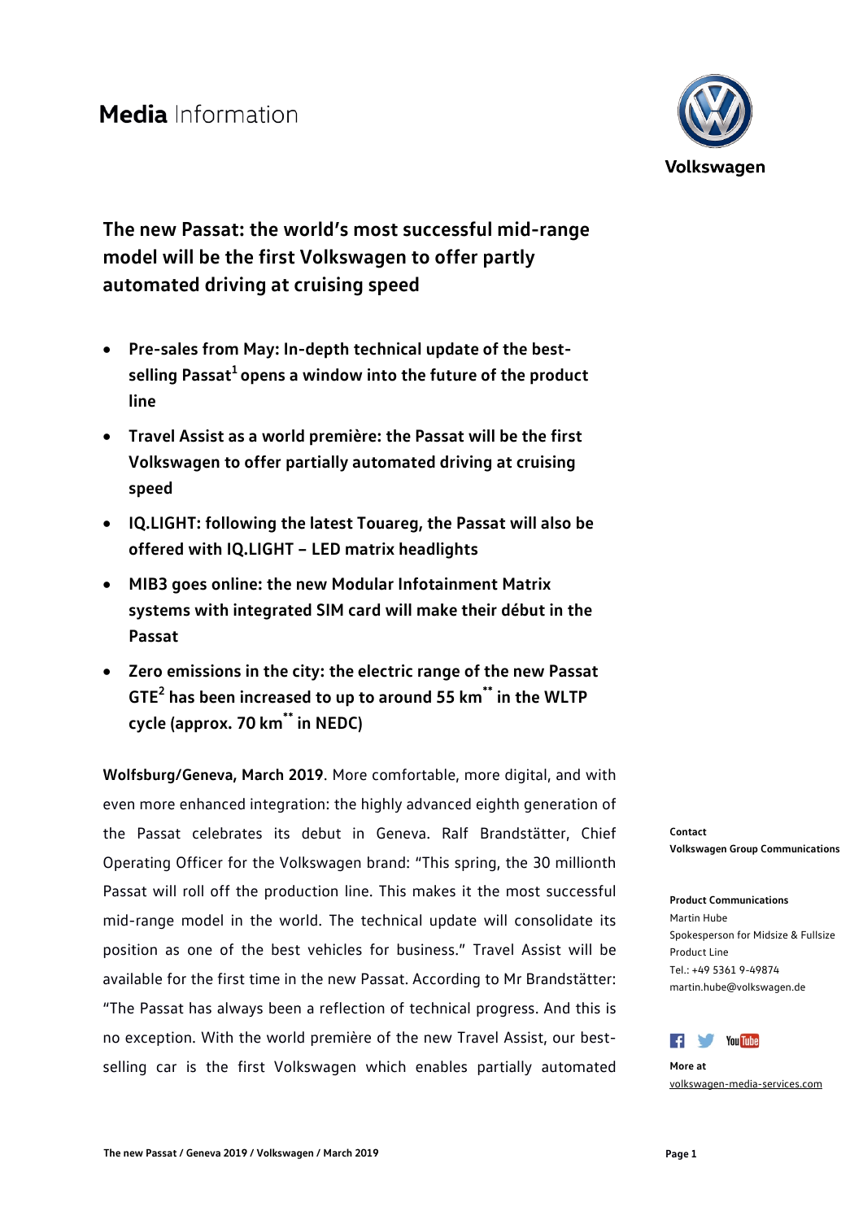Media Information

Volkswagen

# The new Passat: the world's most successful mid-range model will be the first Volkswagen to offer partly automated driving at cruising speed

- **Pre-sales from May: In-depth technical update of the best-selling Passat[1] opens a window into the future of the product line**
- **Travel Assist as a world première: the Passat will be the first Volkswagen to offer partially automated driving at cruising speed**
- **IQ.LIGHT: following the latest Touareg, the Passat will also be offered with IQ.LIGHT – LED matrix headlights**
- **MIB3 goes online: the new Modular Infotainment Matrix systems with integrated SIM card will make their début in the Passat**
- **Zero emissions in the city: the electric range of the new Passat GTE[2] has been increased to up to around 55 km[\*\*] in the WLTP cycle (approx. 70 km[\*\*] in NEDC)**

**Wolfsburg/Geneva, March 2019**. More comfortable, more digital, and with even more enhanced integration: the highly advanced eighth generation of the Passat celebrates its debut in Geneva. Ralf Brandstätter, Chief Operating Officer for the Volkswagen brand: "This spring, the 30 millionth Passat will roll off the production line. This makes it the most successful mid-range model in the world. The technical update will consolidate its position as one of the best vehicles for business." Travel Assist will be available for the first time in the new Passat. According to Mr Brandstätter: "The Passat has always been a reflection of technical progress. And this is no exception. With the world première of the new Travel Assist, our best-selling car is the first Volkswagen which enables partially automated

**Contact**
**Volkswagen Group Communications**

**Product Communications**
Martin Hube
Spokesperson for Midsize & Fullsize Product Line
Tel.: +49 5361 9-49874
martin.hube@volkswagen.de

**More at**
volkswagen-media-services.com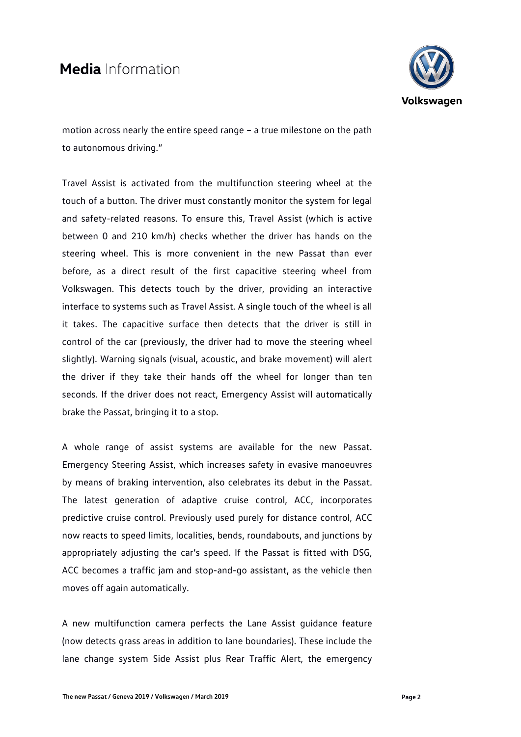motion across nearly the entire speed range – a true milestone on the path to autonomous driving."

Travel Assist is activated from the multifunction steering wheel at the touch of a button. The driver must constantly monitor the system for legal and safety-related reasons. To ensure this, Travel Assist (which is active between 0 and 210 km/h) checks whether the driver has hands on the steering wheel. This is more convenient in the new Passat than ever before, as a direct result of the first capacitive steering wheel from Volkswagen. This detects touch by the driver, providing an interactive interface to systems such as Travel Assist. A single touch of the wheel is all it takes. The capacitive surface then detects that the driver is still in control of the car (previously, the driver had to move the steering wheel slightly). Warning signals (visual, acoustic, and brake movement) will alert the driver if they take their hands off the wheel for longer than ten seconds. If the driver does not react, Emergency Assist will automatically brake the Passat, bringing it to a stop.

A whole range of assist systems are available for the new Passat. Emergency Steering Assist, which increases safety in evasive manoeuvres by means of braking intervention, also celebrates its debut in the Passat. The latest generation of adaptive cruise control, ACC, incorporates predictive cruise control. Previously used purely for distance control, ACC now reacts to speed limits, localities, bends, roundabouts, and junctions by appropriately adjusting the car's speed. If the Passat is fitted with DSG, ACC becomes a traffic jam and stop-and-go assistant, as the vehicle then moves off again automatically.

A new multifunction camera perfects the Lane Assist guidance feature (now detects grass areas in addition to lane boundaries). These include the lane change system Side Assist plus Rear Traffic Alert, the emergency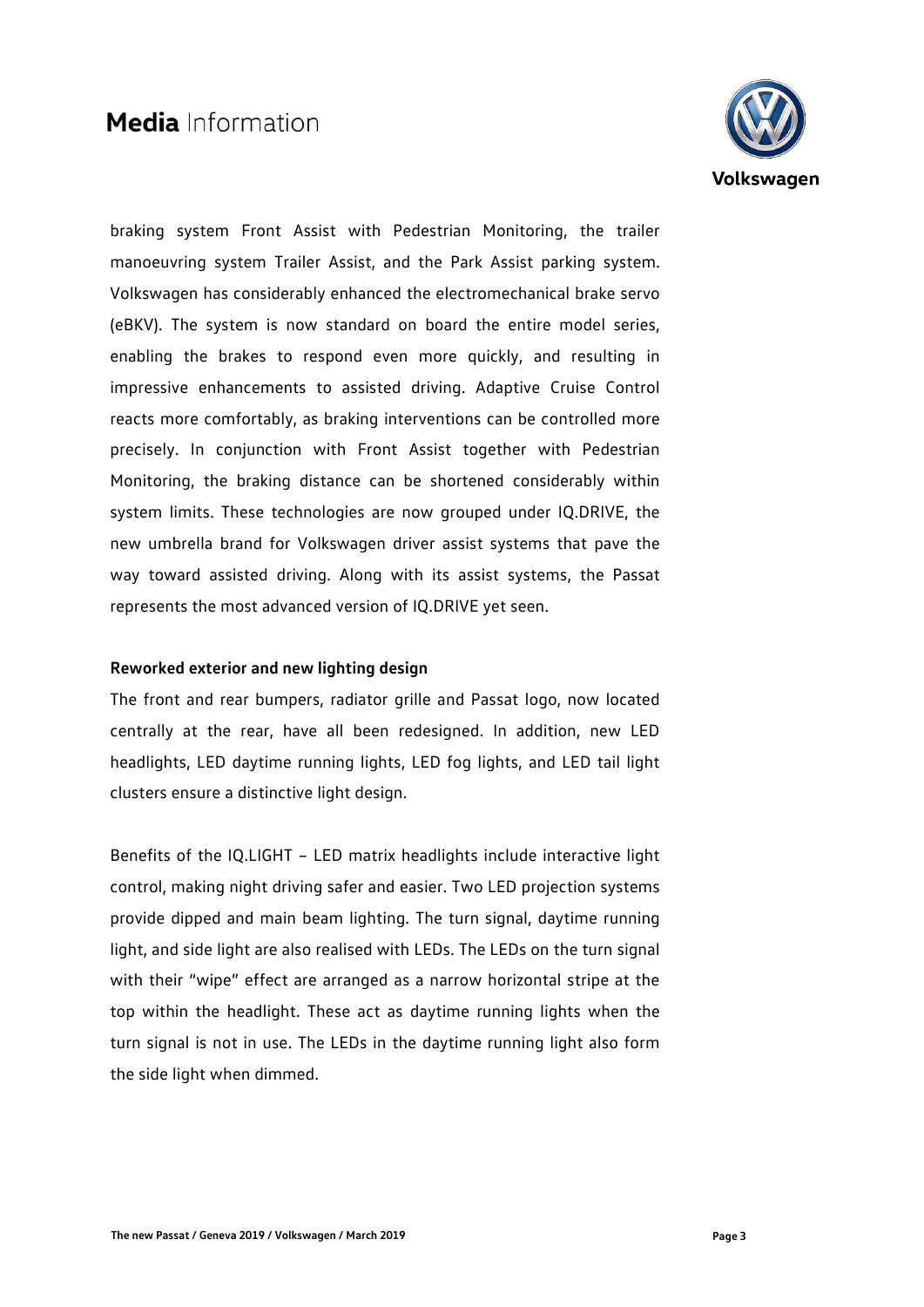braking system Front Assist with Pedestrian Monitoring, the trailer manoeuvring system Trailer Assist, and the Park Assist parking system. Volkswagen has considerably enhanced the electromechanical brake servo (eBKV). The system is now standard on board the entire model series, enabling the brakes to respond even more quickly, and resulting in impressive enhancements to assisted driving. Adaptive Cruise Control reacts more comfortably, as braking interventions can be controlled more precisely. In conjunction with Front Assist together with Pedestrian Monitoring, the braking distance can be shortened considerably within system limits. These technologies are now grouped under IQ.DRIVE, the new umbrella brand for Volkswagen driver assist systems that pave the way toward assisted driving. Along with its assist systems, the Passat represents the most advanced version of IQ.DRIVE yet seen.

**Reworked exterior and new lighting design**

The front and rear bumpers, radiator grille and Passat logo, now located centrally at the rear, have all been redesigned. In addition, new LED headlights, LED daytime running lights, LED fog lights, and LED tail light clusters ensure a distinctive light design.

Benefits of the IQ.LIGHT – LED matrix headlights include interactive light control, making night driving safer and easier. Two LED projection systems provide dipped and main beam lighting. The turn signal, daytime running light, and side light are also realised with LEDs. The LEDs on the turn signal with their "wipe" effect are arranged as a narrow horizontal stripe at the top within the headlight. These act as daytime running lights when the turn signal is not in use. The LEDs in the daytime running light also form the side light when dimmed.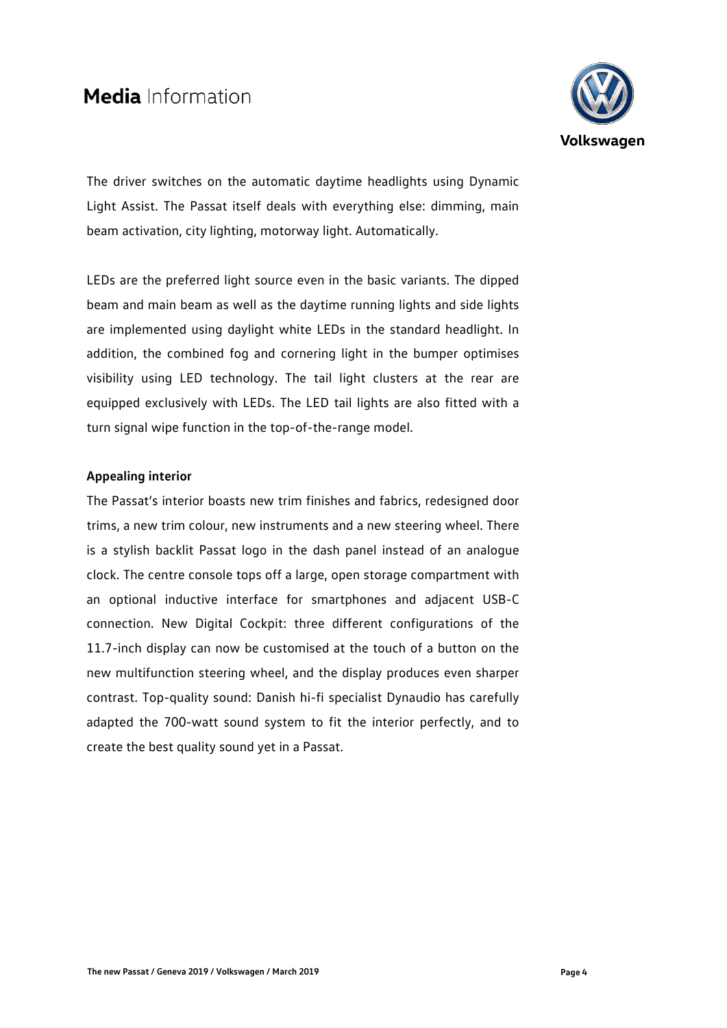The driver switches on the automatic daytime headlights using Dynamic Light Assist. The Passat itself deals with everything else: dimming, main beam activation, city lighting, motorway light. Automatically.

LEDs are the preferred light source even in the basic variants. The dipped beam and main beam as well as the daytime running lights and side lights are implemented using daylight white LEDs in the standard headlight. In addition, the combined fog and cornering light in the bumper optimises visibility using LED technology. The tail light clusters at the rear are equipped exclusively with LEDs. The LED tail lights are also fitted with a turn signal wipe function in the top-of-the-range model.

**Appealing interior**

The Passat's interior boasts new trim finishes and fabrics, redesigned door trims, a new trim colour, new instruments and a new steering wheel. There is a stylish backlit Passat logo in the dash panel instead of an analogue clock. The centre console tops off a large, open storage compartment with an optional inductive interface for smartphones and adjacent USB-C connection. New Digital Cockpit: three different configurations of the 11.7-inch display can now be customised at the touch of a button on the new multifunction steering wheel, and the display produces even sharper contrast. Top-quality sound: Danish hi-fi specialist Dynaudio has carefully adapted the 700-watt sound system to fit the interior perfectly, and to create the best quality sound yet in a Passat.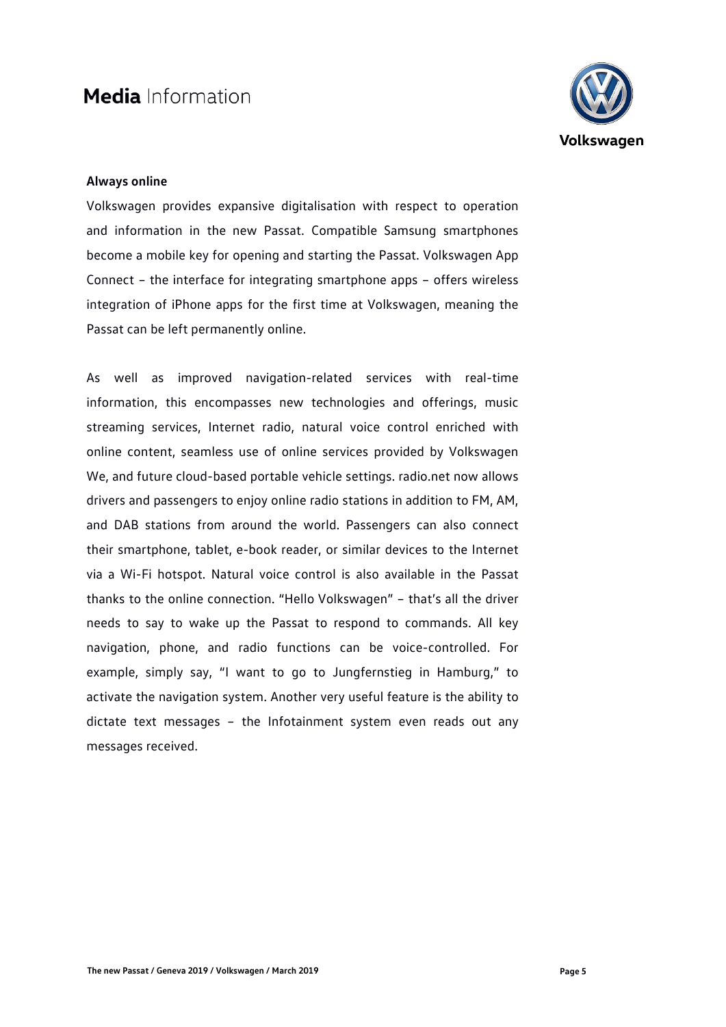**Always online**

Volkswagen provides expansive digitalisation with respect to operation and information in the new Passat. Compatible Samsung smartphones become a mobile key for opening and starting the Passat. Volkswagen App Connect – the interface for integrating smartphone apps – offers wireless integration of iPhone apps for the first time at Volkswagen, meaning the Passat can be left permanently online.

As well as improved navigation-related services with real-time information, this encompasses new technologies and offerings, music streaming services, Internet radio, natural voice control enriched with online content, seamless use of online services provided by Volkswagen We, and future cloud-based portable vehicle settings. radio.net now allows drivers and passengers to enjoy online radio stations in addition to FM, AM, and DAB stations from around the world. Passengers can also connect their smartphone, tablet, e-book reader, or similar devices to the Internet via a Wi-Fi hotspot. Natural voice control is also available in the Passat thanks to the online connection. "Hello Volkswagen" – that's all the driver needs to say to wake up the Passat to respond to commands. All key navigation, phone, and radio functions can be voice-controlled. For example, simply say, "I want to go to Jungfernstieg in Hamburg," to activate the navigation system. Another very useful feature is the ability to dictate text messages – the Infotainment system even reads out any messages received.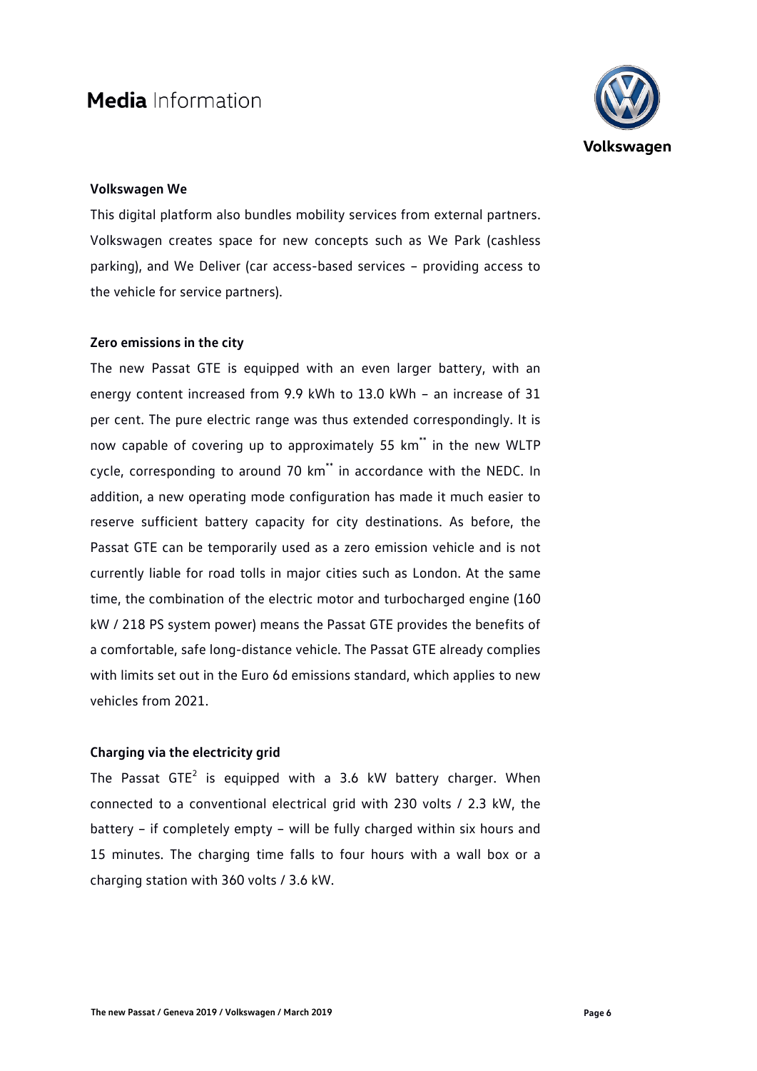### Volkswagen We

This digital platform also bundles mobility services from external partners. Volkswagen creates space for new concepts such as We Park (cashless parking), and We Deliver (car access-based services – providing access to the vehicle for service partners).

### Zero emissions in the city

The new Passat GTE is equipped with an even larger battery, with an energy content increased from 9.9 kWh to 13.0 kWh – an increase of 31 per cent. The pure electric range was thus extended correspondingly. It is now capable of covering up to approximately 55 km[\*\*] in the new WLTP cycle, corresponding to around 70 km[\*\*] in accordance with the NEDC. In addition, a new operating mode configuration has made it much easier to reserve sufficient battery capacity for city destinations. As before, the Passat GTE can be temporarily used as a zero emission vehicle and is not currently liable for road tolls in major cities such as London. At the same time, the combination of the electric motor and turbocharged engine (160 kW / 218 PS system power) means the Passat GTE provides the benefits of a comfortable, safe long-distance vehicle. The Passat GTE already complies with limits set out in the Euro 6d emissions standard, which applies to new vehicles from 2021.

### Charging via the electricity grid

The Passat GTE[2] is equipped with a 3.6 kW battery charger. When connected to a conventional electrical grid with 230 volts / 2.3 kW, the battery – if completely empty – will be fully charged within six hours and 15 minutes. The charging time falls to four hours with a wall box or a charging station with 360 volts / 3.6 kW.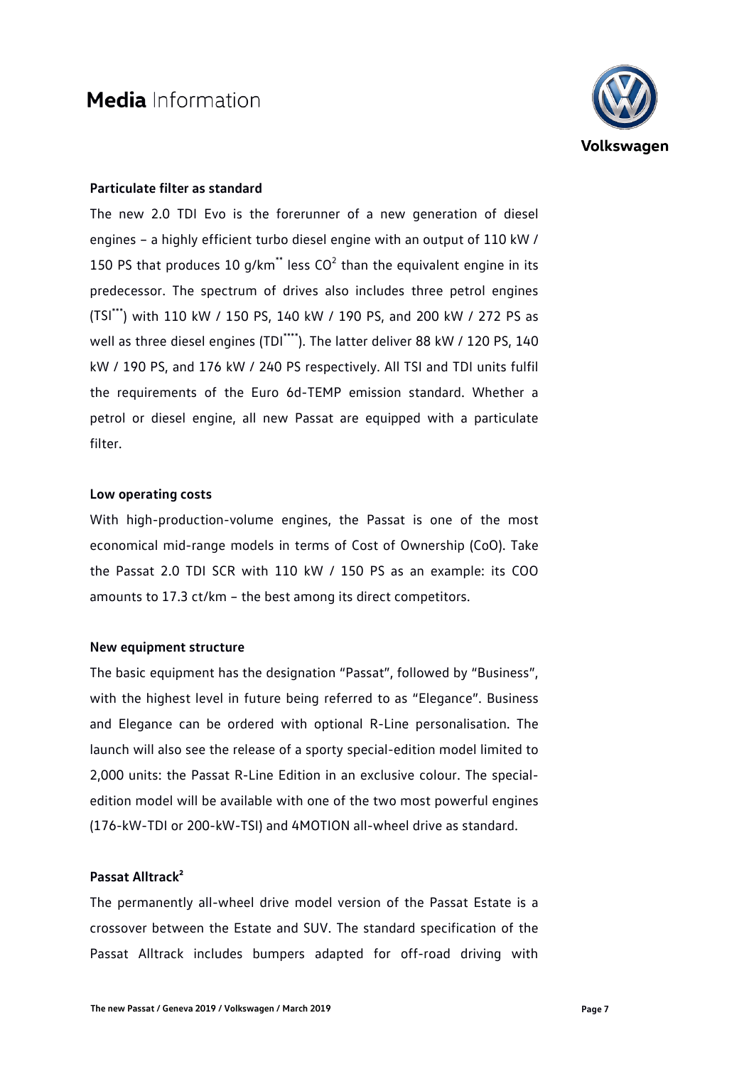### Particulate filter as standard

The new 2.0 TDI Evo is the forerunner of a new generation of diesel engines – a highly efficient turbo diesel engine with an output of 110 kW / 150 PS that produces 10 g/km** less $CO^2$ than the equivalent engine in its predecessor. The spectrum of drives also includes three petrol engines (TSI***) with 110 kW / 150 PS, 140 kW / 190 PS, and 200 kW / 272 PS as well as three diesel engines (TDI****). The latter deliver 88 kW / 120 PS, 140 kW / 190 PS, and 176 kW / 240 PS respectively. All TSI and TDI units fulfil the requirements of the Euro 6d-TEMP emission standard. Whether a petrol or diesel engine, all new Passat are equipped with a particulate filter.

### Low operating costs

With high-production-volume engines, the Passat is one of the most economical mid-range models in terms of Cost of Ownership (CoO). Take the Passat 2.0 TDI SCR with 110 kW / 150 PS as an example: its COO amounts to 17.3 ct/km – the best among its direct competitors.

### New equipment structure

The basic equipment has the designation "Passat", followed by "Business", with the highest level in future being referred to as "Elegance". Business and Elegance can be ordered with optional R-Line personalisation. The launch will also see the release of a sporty special-edition model limited to 2,000 units: the Passat R-Line Edition in an exclusive colour. The special-edition model will be available with one of the two most powerful engines (176-kW-TDI or 200-kW-TSI) and 4MOTION all-wheel drive as standard.

### Passat Alltrack[2]

The permanently all-wheel drive model version of the Passat Estate is a crossover between the Estate and SUV. The standard specification of the Passat Alltrack includes bumpers adapted for off-road driving with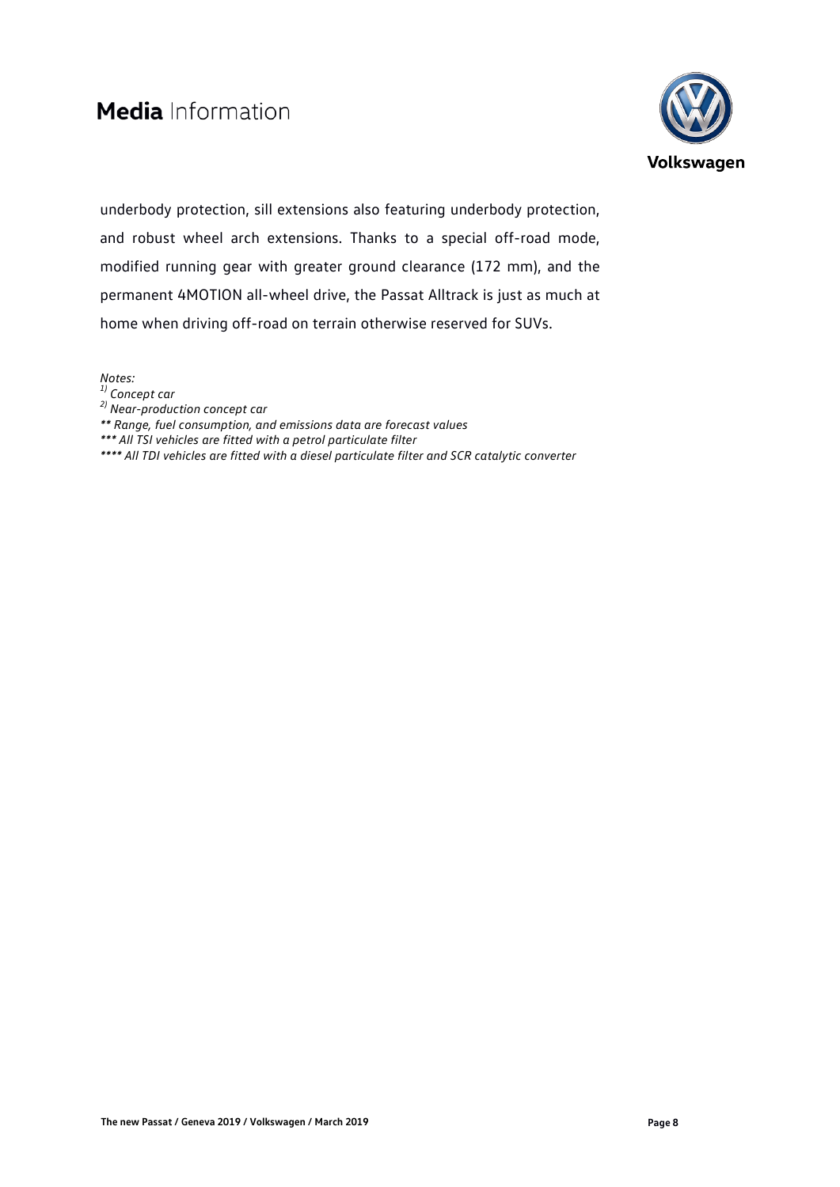underbody protection, sill extensions also featuring underbody protection, and robust wheel arch extensions. Thanks to a special off-road mode, modified running gear with greater ground clearance (172 mm), and the permanent 4MOTION all-wheel drive, the Passat Alltrack is just as much at home when driving off-road on terrain otherwise reserved for SUVs.

*Notes:*
*[1)] Concept car*
*[2)] Near-production concept car*
*** Range, fuel consumption, and emissions data are forecast values*
**** All TSI vehicles are fitted with a petrol particulate filter*
***** All TDI vehicles are fitted with a diesel particulate filter and SCR catalytic converter*